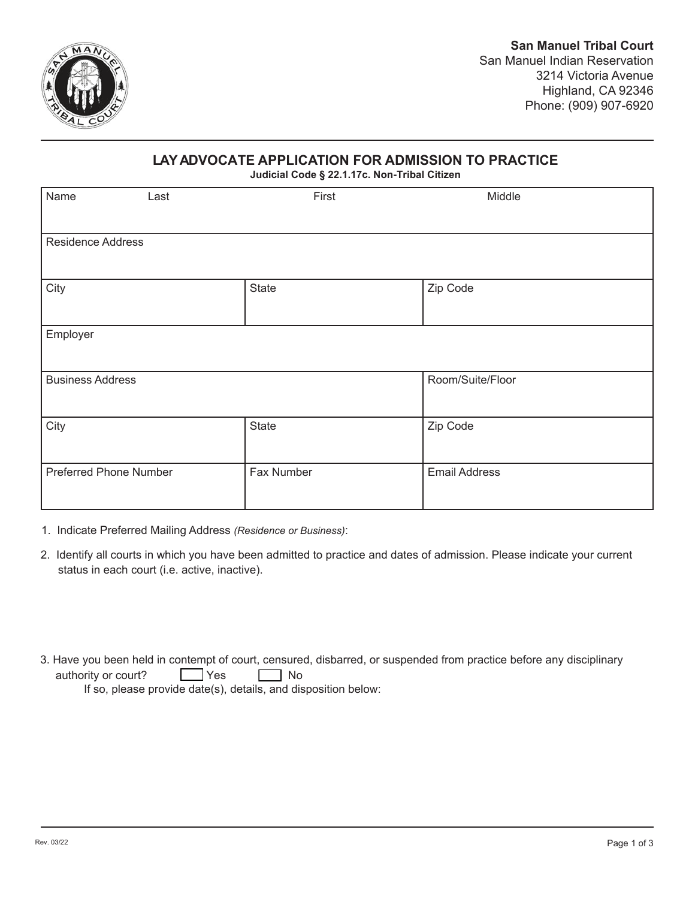**San Manuel Tribal Court**
San Manuel Indian Reservation
3214 Victoria Avenue
Highland, CA 92346
Phone: (909) 907-6920

# LAY ADVOCATE APPLICATION FOR ADMISSION TO PRACTICE

**Judicial Code § 22.1.17c. Non-Tribal Citizen**

| Name Last | First | Middle |
|---|---|---|
| | | |
| Residence Address | | |
| City | State | Zip Code |
| Employer | | |
| Business Address | | Room/Suite/Floor |
| City | State | Zip Code |
| Preferred Phone Number | Fax Number | Email Address |

1. Indicate Preferred Mailing Address *(Residence or Business)*:

2. Identify all courts in which you have been admitted to practice and dates of admission. Please indicate your current status in each court (i.e. active, inactive).

3. Have you been held in contempt of court, censured, disbarred, or suspended from practice before any disciplinary authority or court? ☐ Yes ☐ No

   If so, please provide date(s), details, and disposition below:

Rev. 03/22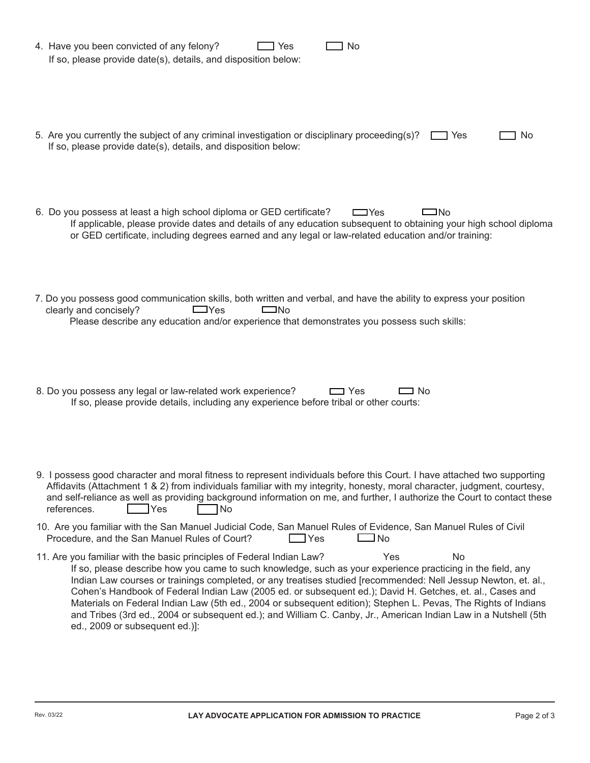4. Have you been convicted of any felony? ☐ Yes ☐ No
   If so, please provide date(s), details, and disposition below:

5. Are you currently the subject of any criminal investigation or disciplinary proceeding(s)? ☐ Yes ☐ No
   If so, please provide date(s), details, and disposition below:

6. Do you possess at least a high school diploma or GED certificate? ☐ Yes ☐ No
   If applicable, please provide dates and details of any education subsequent to obtaining your high school diploma or GED certificate, including degrees earned and any legal or law-related education and/or training:

7. Do you possess good communication skills, both written and verbal, and have the ability to express your position clearly and concisely? ☐ Yes ☐ No
   Please describe any education and/or experience that demonstrates you possess such skills:

8. Do you possess any legal or law-related work experience? ☐ Yes ☐ No
   If so, please provide details, including any experience before tribal or other courts:

9. I possess good character and moral fitness to represent individuals before this Court. I have attached two supporting Affidavits (Attachment 1 & 2) from individuals familiar with my integrity, honesty, moral character, judgment, courtesy, and self-reliance as well as providing background information on me, and further, I authorize the Court to contact these references. ☐ Yes ☐ No

10. Are you familiar with the San Manuel Judicial Code, San Manuel Rules of Evidence, San Manuel Rules of Civil Procedure, and the San Manuel Rules of Court? ☐ Yes ☐ No

11. Are you familiar with the basic principles of Federal Indian Law? Yes No
    If so, please describe how you came to such knowledge, such as your experience practicing in the field, any Indian Law courses or trainings completed, or any treatises studied [recommended: Nell Jessup Newton, et. al., Cohen's Handbook of Federal Indian Law (2005 ed. or subsequent ed.); David H. Getches, et. al., Cases and Materials on Federal Indian Law (5th ed., 2004 or subsequent edition); Stephen L. Pevas, The Rights of Indians and Tribes (3rd ed., 2004 or subsequent ed.); and William C. Canby, Jr., American Indian Law in a Nutshell (5th ed., 2009 or subsequent ed.)]: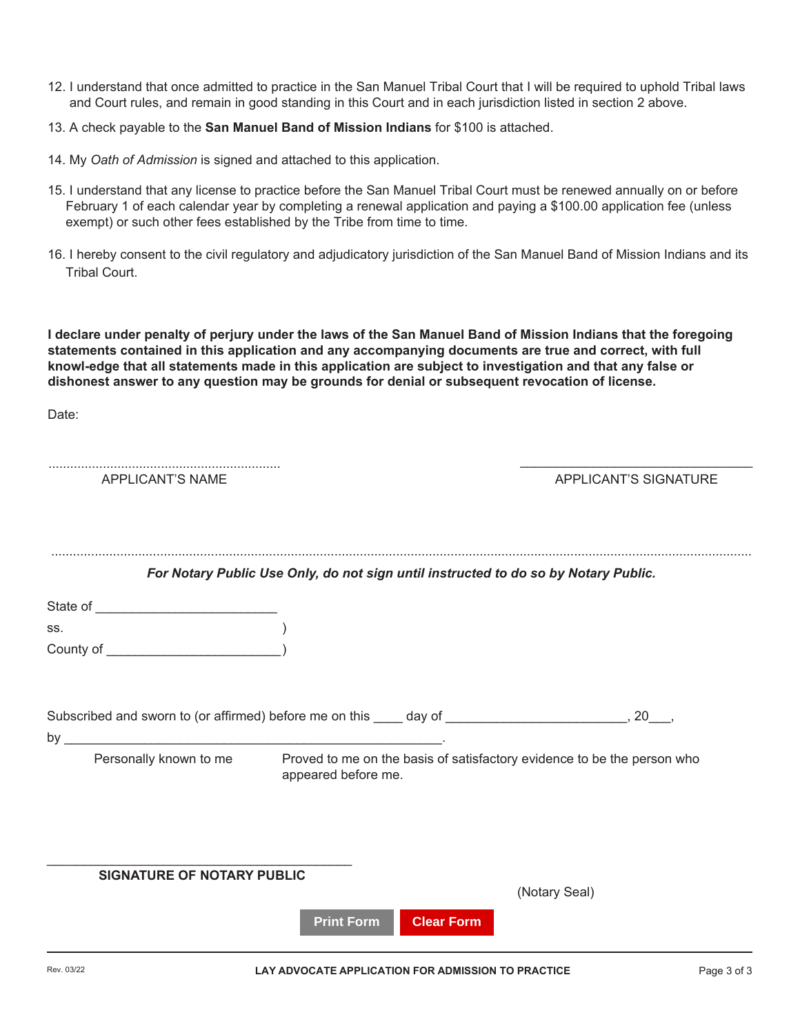12. I understand that once admitted to practice in the San Manuel Tribal Court that I will be required to uphold Tribal laws and Court rules, and remain in good standing in this Court and in each jurisdiction listed in section 2 above.
13. A check payable to the **San Manuel Band of Mission Indians** for $100 is attached.
14. My *Oath of Admission* is signed and attached to this application.
15. I understand that any license to practice before the San Manuel Tribal Court must be renewed annually on or before February 1 of each calendar year by completing a renewal application and paying a $100.00 application fee (unless exempt) or such other fees established by the Tribe from time to time.
16. I hereby consent to the civil regulatory and adjudicatory jurisdiction of the San Manuel Band of Mission Indians and its Tribal Court.

**I declare under penalty of perjury under the laws of the San Manuel Band of Mission Indians that the foregoing statements contained in this application and any accompanying documents are true and correct, with full knowl-edge that all statements made in this application are subject to investigation and that any false or dishonest answer to any question may be grounds for denial or subsequent revocation of license.**

Date:

................................................................ APPLICANT'S NAME

________________________________ APPLICANT'S SIGNATURE

***For Notary Public Use Only, do not sign until instructed to do so by Notary Public.***

State of ________________________

ss. )

County of ________________________)

Subscribed and sworn to (or affirmed) before me on this ____ day of ________________________, 20___,

by ____________________________________________________.

Personally known to me

Proved to me on the basis of satisfactory evidence to be the person who appeared before me.

________________________________________

**SIGNATURE OF NOTARY PUBLIC**

(Notary Seal)

Rev. 03/22

**LAY ADVOCATE APPLICATION FOR ADMISSION TO PRACTICE**